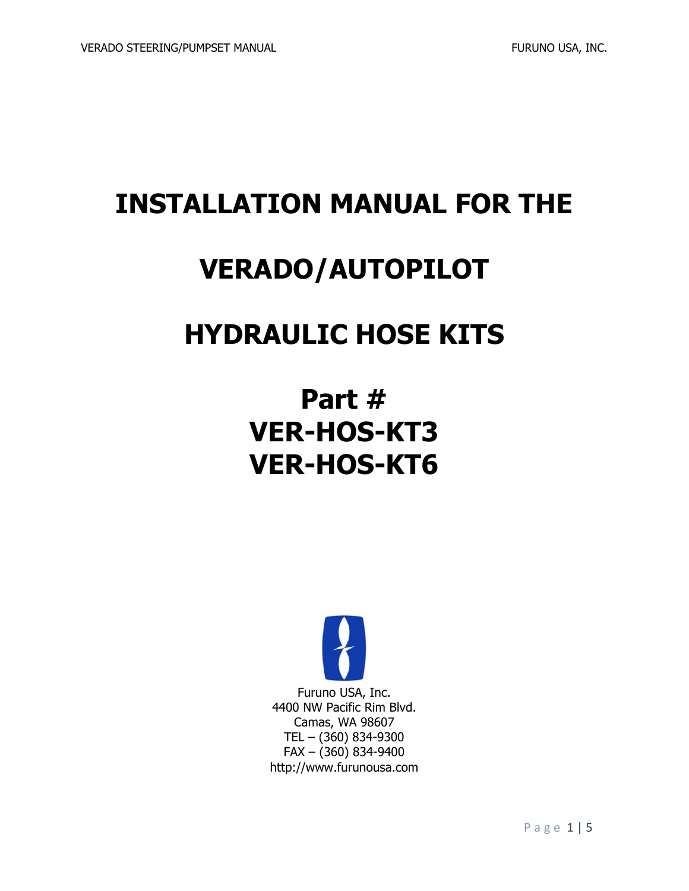# INSTALLATION MANUAL FOR THE

# VERADO/AUTOPILOT

# HYDRAULIC HOSE KITS

## Part #
## VER-HOS-KT3
## VER-HOS-KT6

Furuno USA, Inc.
4400 NW Pacific Rim Blvd.
Camas, WA 98607
TEL – (360) 834-9300
FAX – (360) 834-9400
http://www.furunousa.com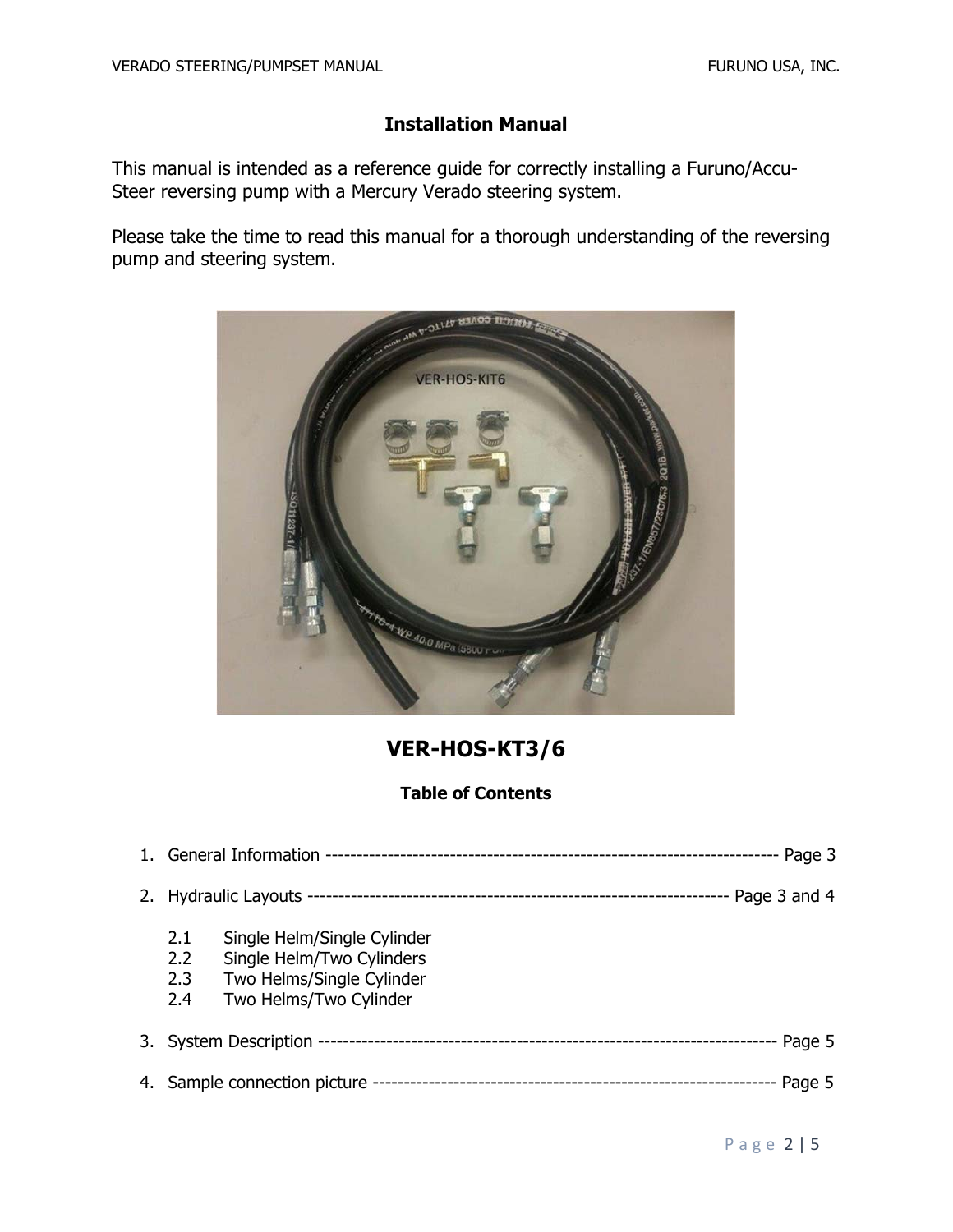## Installation Manual

This manual is intended as a reference guide for correctly installing a Furuno/Accu-Steer reversing pump with a Mercury Verado steering system.

Please take the time to read this manual for a thorough understanding of the reversing pump and steering system.

## VER-HOS-KT3/6

### Table of Contents

1. General Information ------------------------------------------------------------------------ Page 3
2. Hydraulic Layouts ------------------------------------------------------------------- Page 3 and 4
   - 2.1 Single Helm/Single Cylinder
   - 2.2 Single Helm/Two Cylinders
   - 2.3 Two Helms/Single Cylinder
   - 2.4 Two Helms/Two Cylinder
3. System Description ----------------------------------------------------------------------- Page 5
4. Sample connection picture -------------------------------------------------------------- Page 5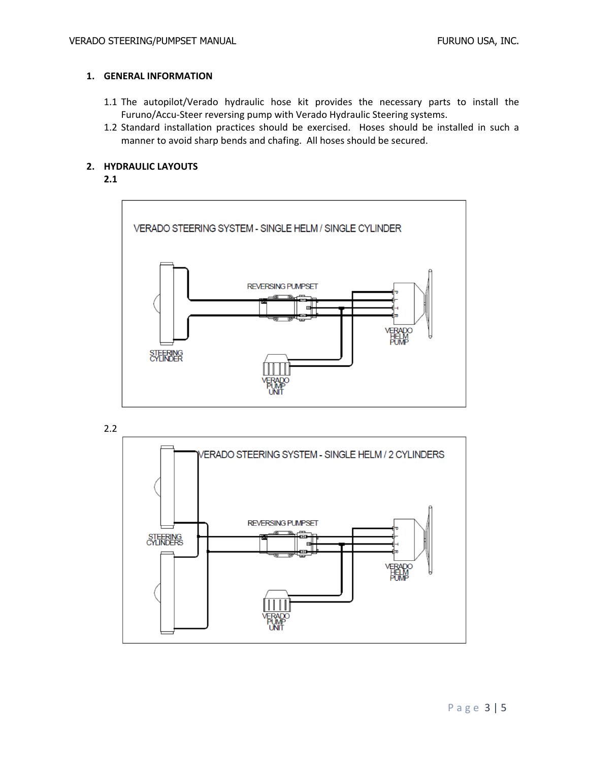## 1. GENERAL INFORMATION

1.1 The autopilot/Verado hydraulic hose kit provides the necessary parts to install the Furuno/Accu-Steer reversing pump with Verado Hydraulic Steering systems.

1.2 Standard installation practices should be exercised. Hoses should be installed in such a manner to avoid sharp bends and chafing. All hoses should be secured.

## 2. HYDRAULIC LAYOUTS

**2.1**

VERADO STEERING SYSTEM - SINGLE HELM / SINGLE CYLINDER

REVERSING PUMPSET

STEERING CYLINDER

VERADO HELM PUMP

VERADO PUMP UNIT

2.2

VERADO STEERING SYSTEM - SINGLE HELM / 2 CYLINDERS

REVERSING PUMPSET

STEERING CYLINDERS

VERADO HELM PUMP

VERADO PUMP UNIT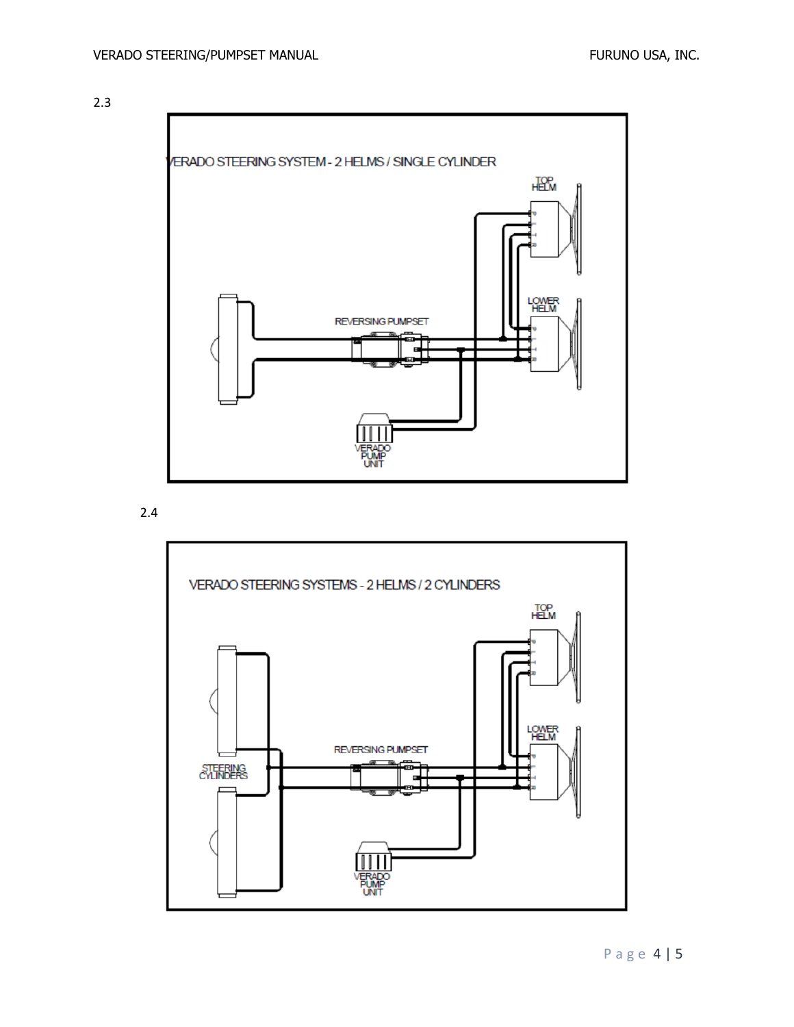2.3

VERADO STEERING SYSTEM - 2 HELMS / SINGLE CYLINDER

TOP HELM

LOWER HELM

REVERSING PUMPSET

VERADO PUMP UNIT

2.4

VERADO STEERING SYSTEMS - 2 HELMS / 2 CYLINDERS

TOP HELM

LOWER HELM

REVERSING PUMPSET

STEERING CYLINDERS

VERADO PUMP UNIT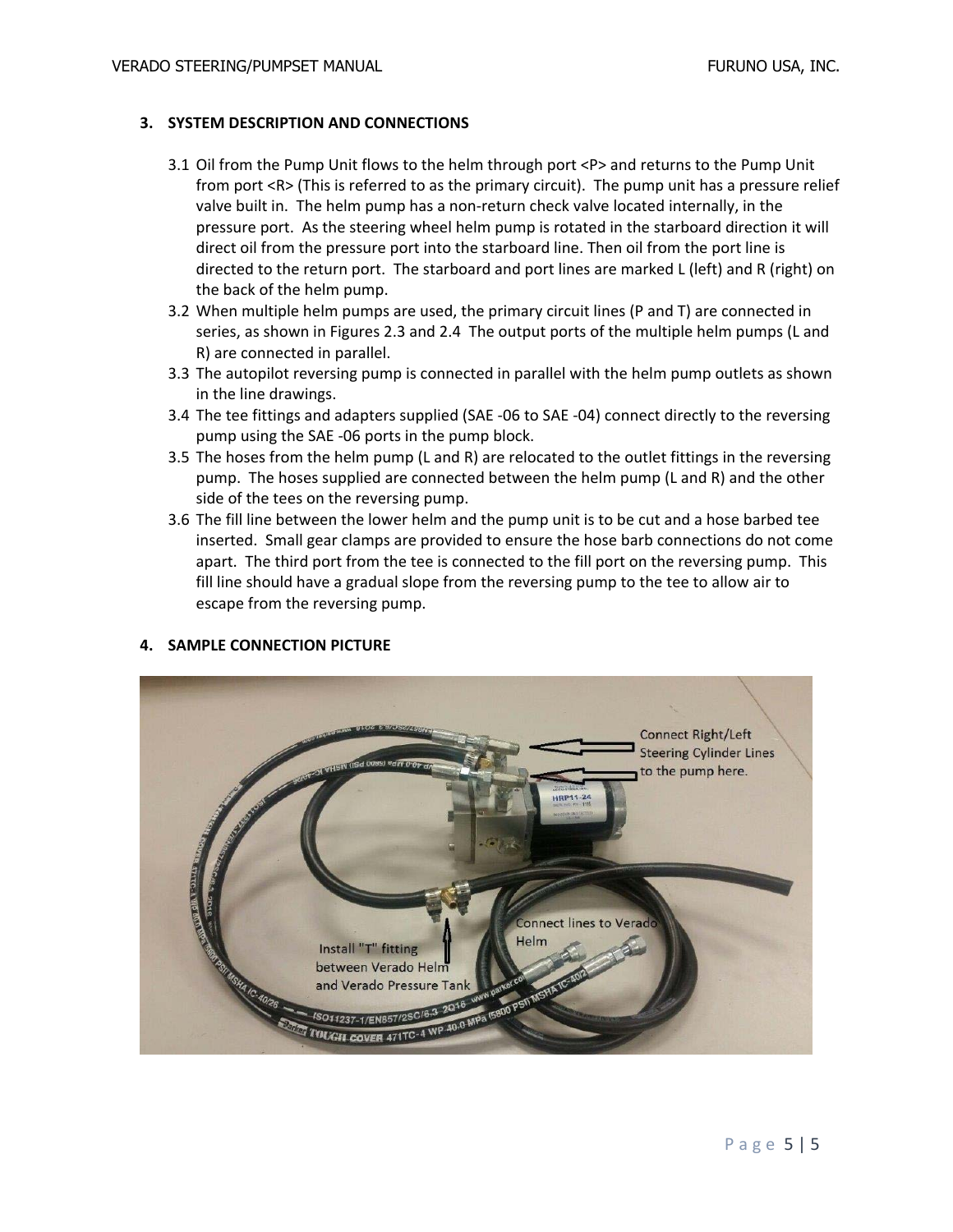## 3. SYSTEM DESCRIPTION AND CONNECTIONS

3.1 Oil from the Pump Unit flows to the helm through port <P> and returns to the Pump Unit from port <R> (This is referred to as the primary circuit). The pump unit has a pressure relief valve built in. The helm pump has a non-return check valve located internally, in the pressure port. As the steering wheel helm pump is rotated in the starboard direction it will direct oil from the pressure port into the starboard line. Then oil from the port line is directed to the return port. The starboard and port lines are marked L (left) and R (right) on the back of the helm pump.

3.2 When multiple helm pumps are used, the primary circuit lines (P and T) are connected in series, as shown in Figures 2.3 and 2.4 The output ports of the multiple helm pumps (L and R) are connected in parallel.

3.3 The autopilot reversing pump is connected in parallel with the helm pump outlets as shown in the line drawings.

3.4 The tee fittings and adapters supplied (SAE -06 to SAE -04) connect directly to the reversing pump using the SAE -06 ports in the pump block.

3.5 The hoses from the helm pump (L and R) are relocated to the outlet fittings in the reversing pump. The hoses supplied are connected between the helm pump (L and R) and the other side of the tees on the reversing pump.

3.6 The fill line between the lower helm and the pump unit is to be cut and a hose barbed tee inserted. Small gear clamps are provided to ensure the hose barb connections do not come apart. The third port from the tee is connected to the fill port on the reversing pump. This fill line should have a gradual slope from the reversing pump to the tee to allow air to escape from the reversing pump.

## 4. SAMPLE CONNECTION PICTURE

Connect Right/Left Steering Cylinder Lines to the pump here.

Install "T" fitting between Verado Helm and Verado Pressure Tank

Connect lines to Verado Helm